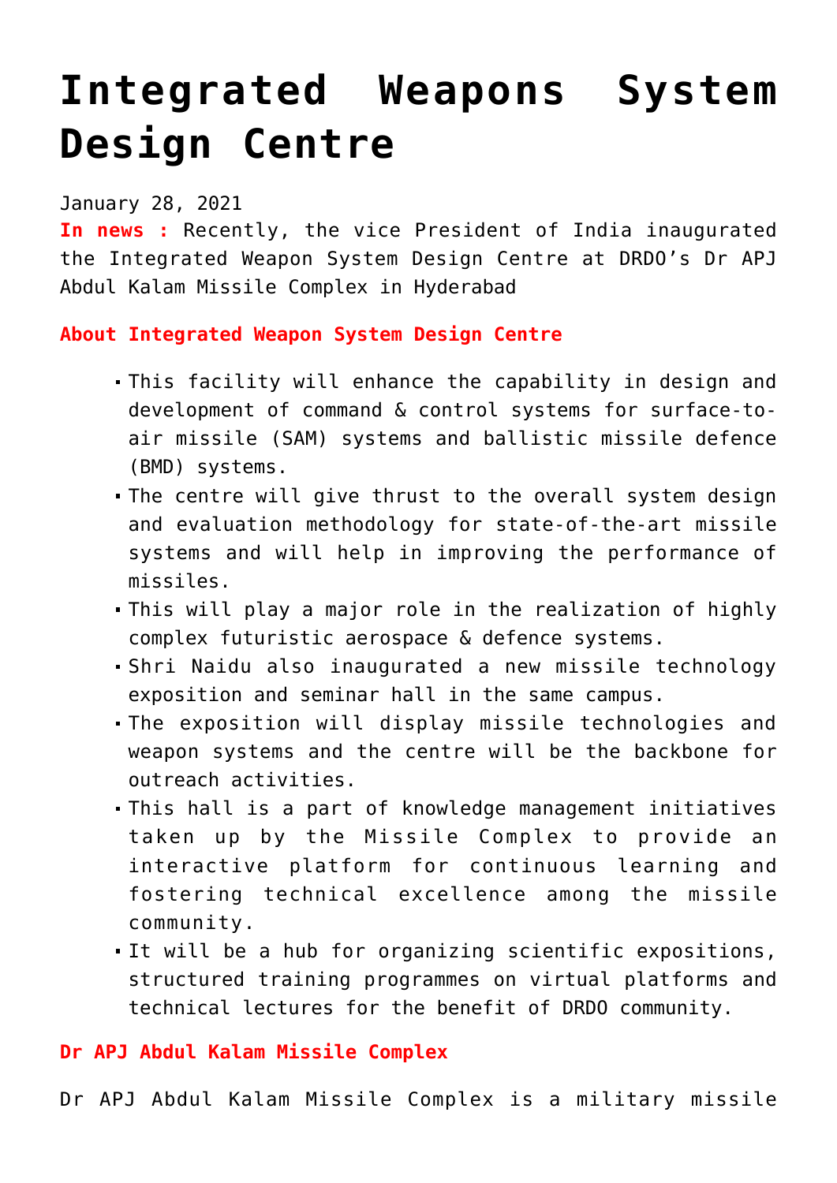# Integrated Weapons System Design Centre

January 28, 2021

**In news :** Recently, the vice President of India inaugurated the Integrated Weapon System Design Centre at DRDO's Dr APJ Abdul Kalam Missile Complex in Hyderabad

**About Integrated Weapon System Design Centre**

- This facility will enhance the capability in design and development of command & control systems for surface-to-air missile (SAM) systems and ballistic missile defence (BMD) systems.
- The centre will give thrust to the overall system design and evaluation methodology for state-of-the-art missile systems and will help in improving the performance of missiles.
- This will play a major role in the realization of highly complex futuristic aerospace & defence systems.
- Shri Naidu also inaugurated a new missile technology exposition and seminar hall in the same campus.
- The exposition will display missile technologies and weapon systems and the centre will be the backbone for outreach activities.
- This hall is a part of knowledge management initiatives taken up by the Missile Complex to provide an interactive platform for continuous learning and fostering technical excellence among the missile community.
- It will be a hub for organizing scientific expositions, structured training programmes on virtual platforms and technical lectures for the benefit of DRDO community.

**Dr APJ Abdul Kalam Missile Complex**

Dr APJ Abdul Kalam Missile Complex is a military missile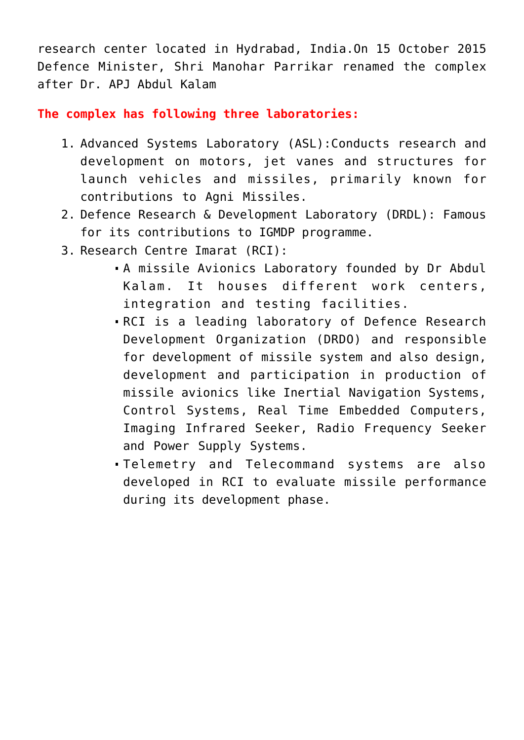research center located in Hydrabad, India.On 15 October 2015 Defence Minister, Shri Manohar Parrikar renamed the complex after Dr. APJ Abdul Kalam

**The complex has following three laboratories:**

1. Advanced Systems Laboratory (ASL):Conducts research and development on motors, jet vanes and structures for launch vehicles and missiles, primarily known for contributions to Agni Missiles.
2. Defence Research & Development Laboratory (DRDL): Famous for its contributions to IGMDP programme.
3. Research Centre Imarat (RCI):
   - A missile Avionics Laboratory founded by Dr Abdul Kalam. It houses different work centers, integration and testing facilities.
   - RCI is a leading laboratory of Defence Research Development Organization (DRDO) and responsible for development of missile system and also design, development and participation in production of missile avionics like Inertial Navigation Systems, Control Systems, Real Time Embedded Computers, Imaging Infrared Seeker, Radio Frequency Seeker and Power Supply Systems.
   - Telemetry and Telecommand systems are also developed in RCI to evaluate missile performance during its development phase.